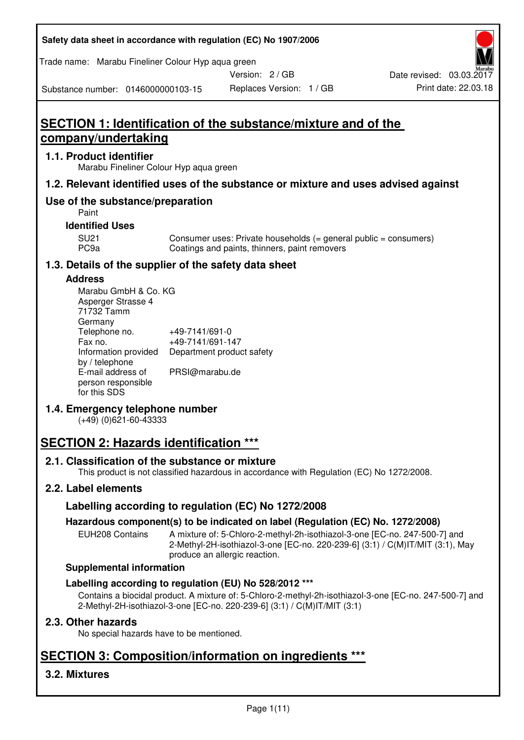Safety data sheet in accordance with regulation (EC) No 1907/2006

Trade name: Marabu Fineliner Colour Hyp aqua green

Version: 2 / GB

Date revised: 03.03.2017

Substance number: 0146000000103-15

Replaces Version: 1 / GB

Print date: 22.03.18

# SECTION 1: Identification of the substance/mixture and of the company/undertaking

## 1.1. Product identifier

Marabu Fineliner Colour Hyp aqua green

## 1.2. Relevant identified uses of the substance or mixture and uses advised against

## Use of the substance/preparation

Paint

### Identified Uses

| | |
|---|---|
| SU21 | Consumer uses: Private households (= general public = consumers) |
| PC9a | Coatings and paints, thinners, paint removers |

## 1.3. Details of the supplier of the safety data sheet

### Address

Marabu GmbH & Co. KG
Asperger Strasse 4
71732 Tamm
Germany

| | |
|---|---|
| Telephone no. | +49-7141/691-0 |
| Fax no. | +49-7141/691-147 |
| Information provided by / telephone | Department product safety |
| E-mail address of person responsible for this SDS | PRSI@marabu.de |

## 1.4. Emergency telephone number

(+49) (0)621-60-43333

# SECTION 2: Hazards identification ***

## 2.1. Classification of the substance or mixture

This product is not classified hazardous in accordance with Regulation (EC) No 1272/2008.

## 2.2. Label elements

### Labelling according to regulation (EC) No 1272/2008

### Hazardous component(s) to be indicated on label (Regulation (EC) No. 1272/2008)

| | |
|---|---|
| EUH208 Contains | A mixture of: 5-Chloro-2-methyl-2h-isothiazol-3-one [EC-no. 247-500-7] and 2-Methyl-2H-isothiazol-3-one [EC-no. 220-239-6] (3:1) / C(M)IT/MIT (3:1), May produce an allergic reaction. |

### Supplemental information

### Labelling according to regulation (EU) No 528/2012 ***

Contains a biocidal product. A mixture of: 5-Chloro-2-methyl-2h-isothiazol-3-one [EC-no. 247-500-7] and 2-Methyl-2H-isothiazol-3-one [EC-no. 220-239-6] (3:1) / C(M)IT/MIT (3:1)

## 2.3. Other hazards

No special hazards have to be mentioned.

# SECTION 3: Composition/information on ingredients ***

## 3.2. Mixtures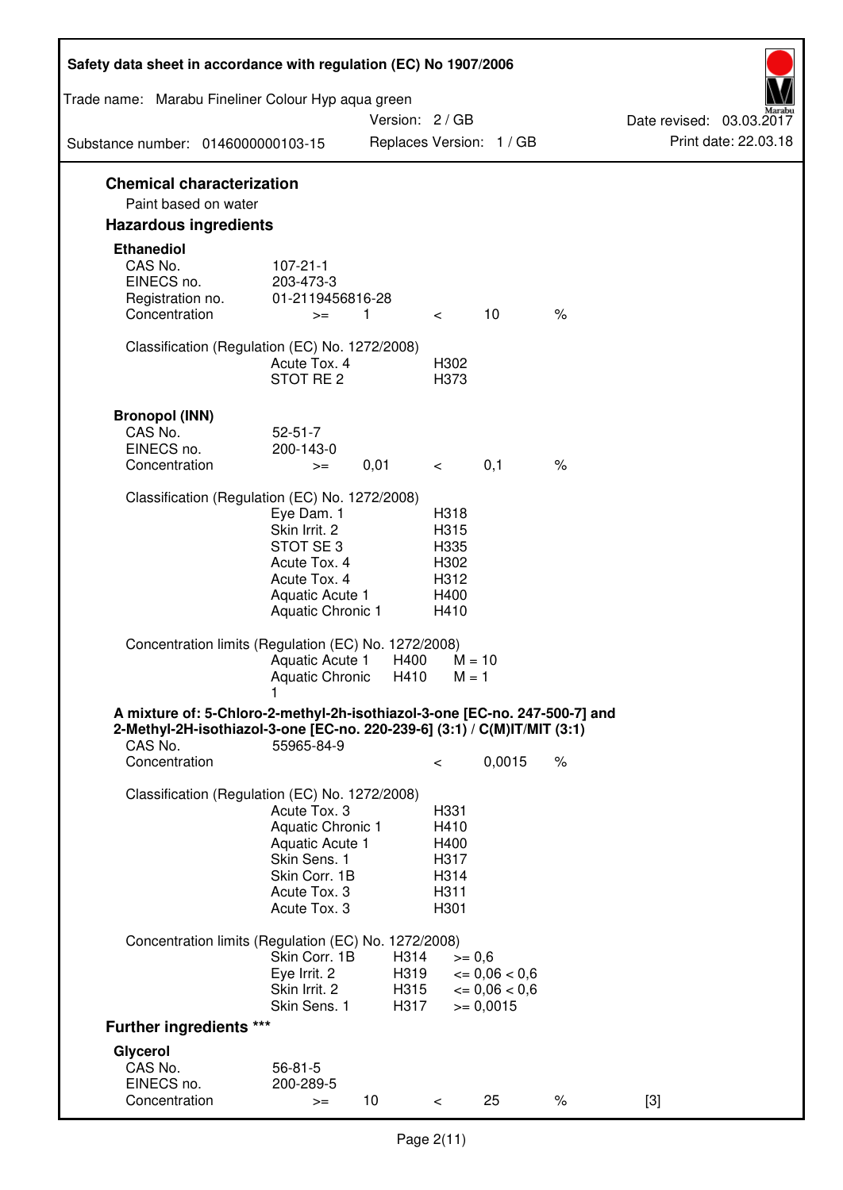## Chemical characterization

Paint based on water

## Hazardous ingredients

### Ethanediol

| | | | | | |
|---|---|---|---|---|---|
| CAS No. | 107-21-1 | | | | |
| EINECS no. | 203-473-3 | | | | |
| Registration no. | 01-2119456816-28 | | | | |
| Concentration | >= | 1 | < | 10 | % |

Classification (Regulation (EC) No. 1272/2008)

| | |
|---|---|
| Acute Tox. 4 | H302 |
| STOT RE 2 | H373 |

### Bronopol (INN)

| | | | | | |
|---|---|---|---|---|---|
| CAS No. | 52-51-7 | | | | |
| EINECS no. | 200-143-0 | | | | |
| Concentration | >= | 0,01 | < | 0,1 | % |

Classification (Regulation (EC) No. 1272/2008)

| | |
|---|---|
| Eye Dam. 1 | H318 |
| Skin Irrit. 2 | H315 |
| STOT SE 3 | H335 |
| Acute Tox. 4 | H302 |
| Acute Tox. 4 | H312 |
| Aquatic Acute 1 | H400 |
| Aquatic Chronic 1 | H410 |

Concentration limits (Regulation (EC) No. 1272/2008)

| | | |
|---|---|---|
| Aquatic Acute 1 | H400 | M = 10 |
| Aquatic Chronic 1 | H410 | M = 1 |

### A mixture of: 5-Chloro-2-methyl-2h-isothiazol-3-one [EC-no. 247-500-7] and 2-Methyl-2H-isothiazol-3-one [EC-no. 220-239-6] (3:1) / C(M)IT/MIT (3:1)

| | | | | |
|---|---|---|---|---|
| CAS No. | 55965-84-9 | | | |
| Concentration | | < | 0,0015 | % |

Classification (Regulation (EC) No. 1272/2008)

| | |
|---|---|
| Acute Tox. 3 | H331 |
| Aquatic Chronic 1 | H410 |
| Aquatic Acute 1 | H400 |
| Skin Sens. 1 | H317 |
| Skin Corr. 1B | H314 |
| Acute Tox. 3 | H311 |
| Acute Tox. 3 | H301 |

Concentration limits (Regulation (EC) No. 1272/2008)

| | | |
|---|---|---|
| Skin Corr. 1B | H314 | >= 0,6 |
| Eye Irrit. 2 | H319 | <= 0,06 < 0,6 |
| Skin Irrit. 2 | H315 | <= 0,06 < 0,6 |
| Skin Sens. 1 | H317 | >= 0,0015 |

## Further ingredients ***

### Glycerol

| | | | | | | |
|---|---|---|---|---|---|---|
| CAS No. | 56-81-5 | | | | | |
| EINECS no. | 200-289-5 | | | | | |
| Concentration | >= | 10 | < | 25 | % | [3] |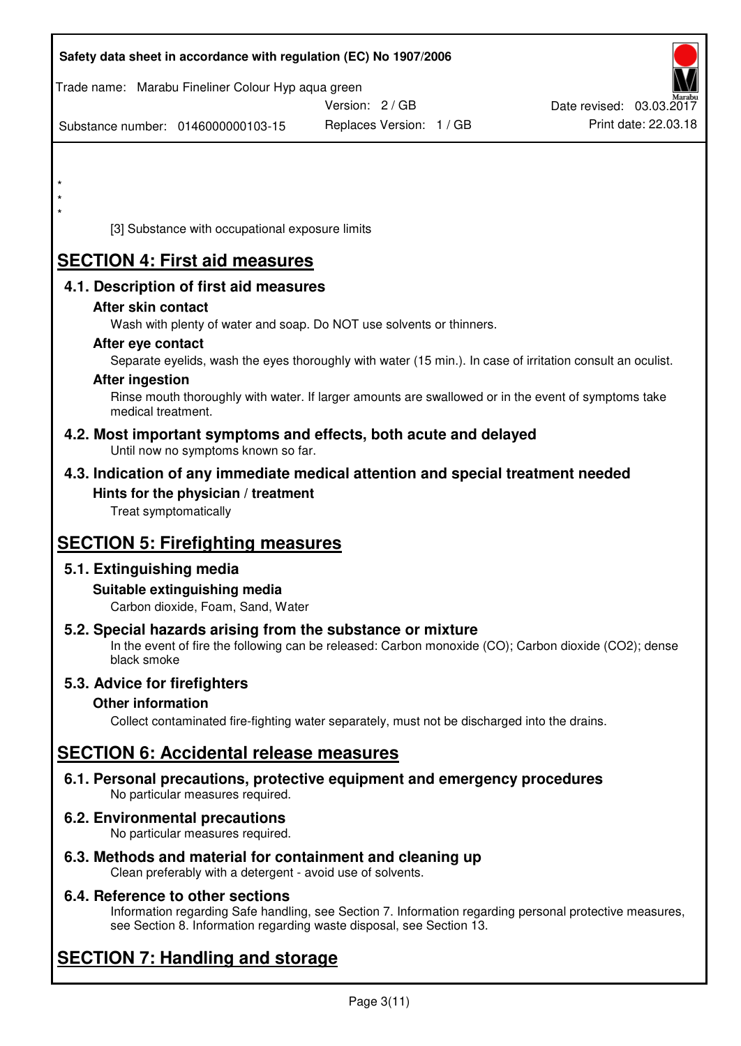*
*
*

[3] Substance with occupational exposure limits

# SECTION 4: First aid measures

## 4.1. Description of first aid measures

### After skin contact

Wash with plenty of water and soap. Do NOT use solvents or thinners.

### After eye contact

Separate eyelids, wash the eyes thoroughly with water (15 min.). In case of irritation consult an oculist.

### After ingestion

Rinse mouth thoroughly with water. If larger amounts are swallowed or in the event of symptoms take medical treatment.

## 4.2. Most important symptoms and effects, both acute and delayed

Until now no symptoms known so far.

## 4.3. Indication of any immediate medical attention and special treatment needed

### Hints for the physician / treatment

Treat symptomatically

# SECTION 5: Firefighting measures

## 5.1. Extinguishing media

### Suitable extinguishing media

Carbon dioxide, Foam, Sand, Water

## 5.2. Special hazards arising from the substance or mixture

In the event of fire the following can be released: Carbon monoxide (CO); Carbon dioxide ($CO_2$); dense black smoke

## 5.3. Advice for firefighters

### Other information

Collect contaminated fire-fighting water separately, must not be discharged into the drains.

# SECTION 6: Accidental release measures

## 6.1. Personal precautions, protective equipment and emergency procedures

No particular measures required.

## 6.2. Environmental precautions

No particular measures required.

## 6.3. Methods and material for containment and cleaning up

Clean preferably with a detergent - avoid use of solvents.

## 6.4. Reference to other sections

Information regarding Safe handling, see Section 7. Information regarding personal protective measures, see Section 8. Information regarding waste disposal, see Section 13.

# SECTION 7: Handling and storage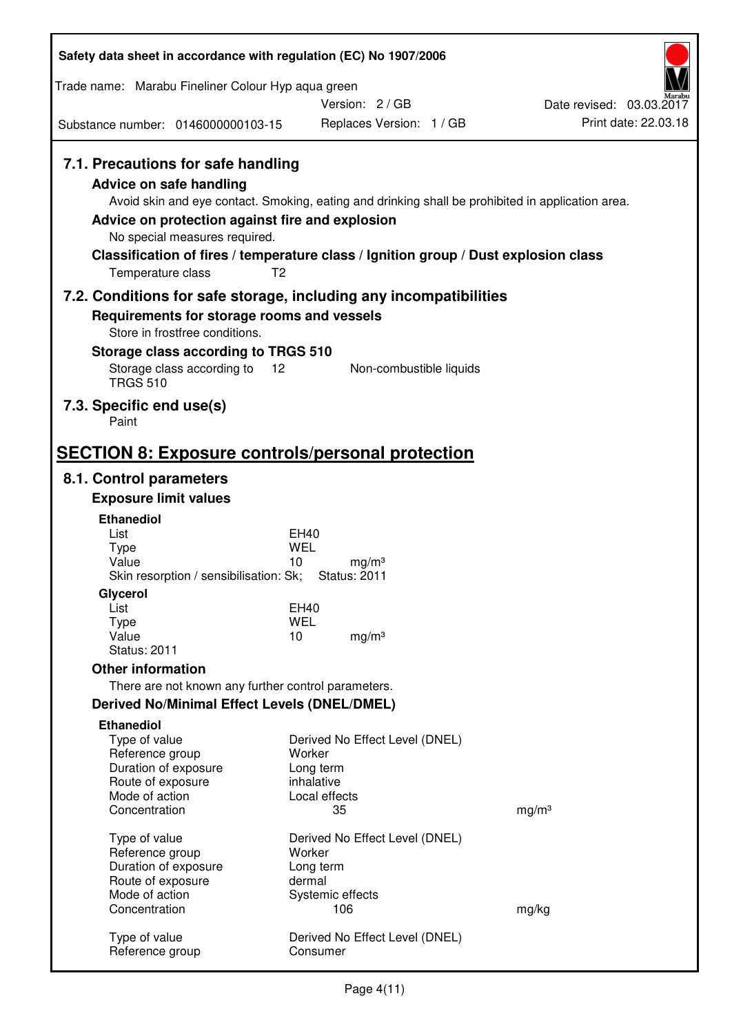### 7.1. Precautions for safe handling

**Advice on safe handling**

Avoid skin and eye contact. Smoking, eating and drinking shall be prohibited in application area.

**Advice on protection against fire and explosion**

No special measures required.

**Classification of fires / temperature class / Ignition group / Dust explosion class**

Temperature class T2

### 7.2. Conditions for safe storage, including any incompatibilities

**Requirements for storage rooms and vessels**

Store in frostfree conditions.

**Storage class according to TRGS 510**

Storage class according to TRGS 510 12 Non-combustible liquids

### 7.3. Specific end use(s)

Paint

## SECTION 8: Exposure controls/personal protection

### 8.1. Control parameters

**Exposure limit values**

**Ethanediol**

| | | |
|---|---|---|
| List | EH40 | |
| Type | WEL | |
| Value | 10 | mg/m³ |

Skin resorption / sensibilisation: Sk; Status: 2011

**Glycerol**

| | | |
|---|---|---|
| List | EH40 | |
| Type | WEL | |
| Value | 10 | mg/m³ |

Status: 2011

**Other information**

There are not known any further control parameters.

**Derived No/Minimal Effect Levels (DNEL/DMEL)**

**Ethanediol**

| | | |
|---|---|---|
| Type of value | Derived No Effect Level (DNEL) | |
| Reference group | Worker | |
| Duration of exposure | Long term | |
| Route of exposure | inhalative | |
| Mode of action | Local effects | |
| Concentration | 35 | mg/m³ |

| | | |
|---|---|---|
| Type of value | Derived No Effect Level (DNEL) | |
| Reference group | Worker | |
| Duration of exposure | Long term | |
| Route of exposure | dermal | |
| Mode of action | Systemic effects | |
| Concentration | 106 | mg/kg |

| | |
|---|---|
| Type of value | Derived No Effect Level (DNEL) |
| Reference group | Consumer |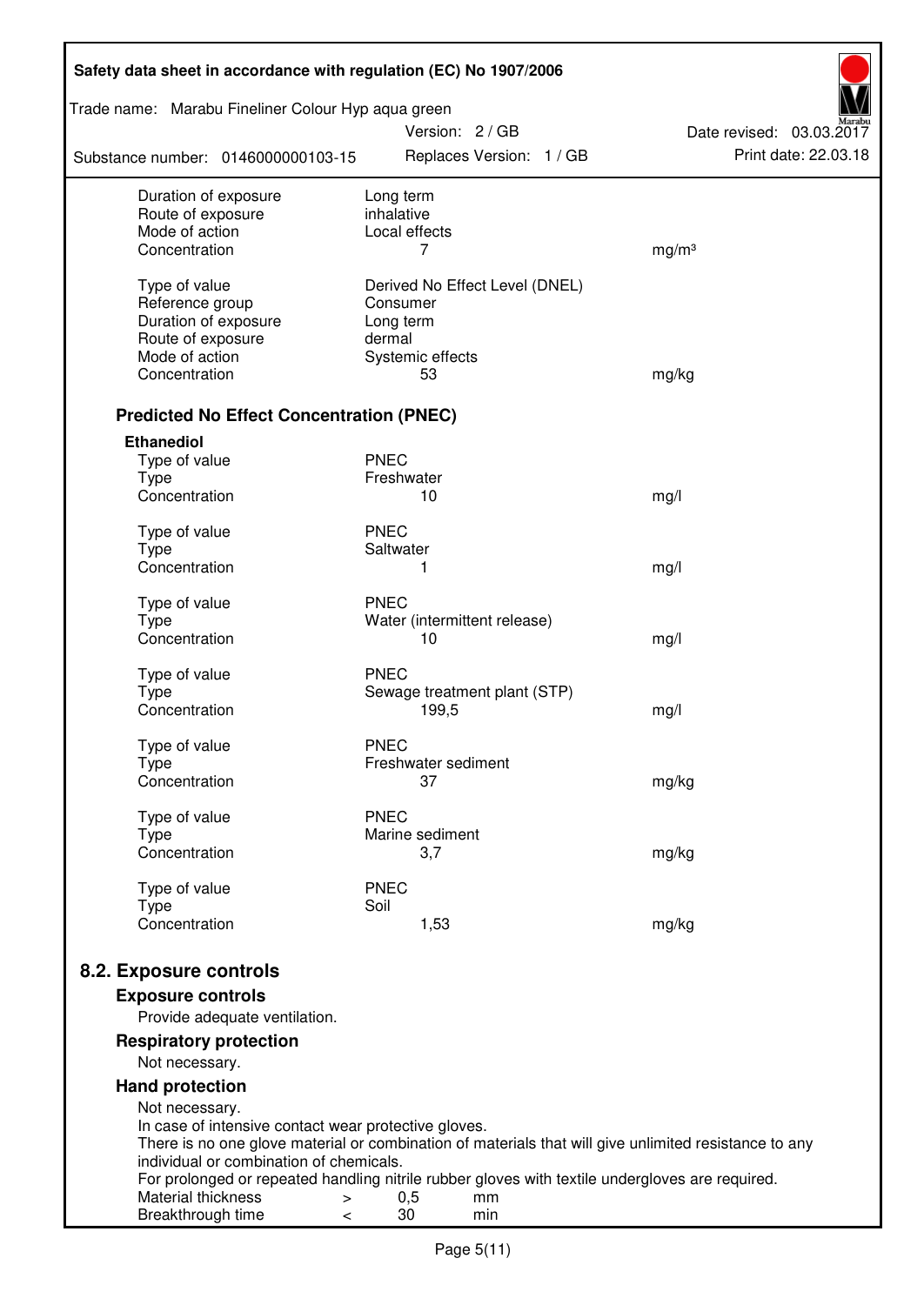| | | |
|---|---|---|
| Duration of exposure | Long term | |
| Route of exposure | inhalative | |
| Mode of action | Local effects | |
| Concentration | 7 | mg/m³ |
| | | |
| Type of value | Derived No Effect Level (DNEL) | |
| Reference group | Consumer | |
| Duration of exposure | Long term | |
| Route of exposure | dermal | |
| Mode of action | Systemic effects | |
| Concentration | 53 | mg/kg |

### Predicted No Effect Concentration (PNEC)

**Ethanediol**

| | | |
|---|---|---|
| Type of value | PNEC | |
| Type | Freshwater | |
| Concentration | 10 | mg/l |
| | | |
| Type of value | PNEC | |
| Type | Saltwater | |
| Concentration | 1 | mg/l |
| | | |
| Type of value | PNEC | |
| Type | Water (intermittent release) | |
| Concentration | 10 | mg/l |
| | | |
| Type of value | PNEC | |
| Type | Sewage treatment plant (STP) | |
| Concentration | 199,5 | mg/l |
| | | |
| Type of value | PNEC | |
| Type | Freshwater sediment | |
| Concentration | 37 | mg/kg |
| | | |
| Type of value | PNEC | |
| Type | Marine sediment | |
| Concentration | 3,7 | mg/kg |
| | | |
| Type of value | PNEC | |
| Type | Soil | |
| Concentration | 1,53 | mg/kg |

## 8.2. Exposure controls

### Exposure controls

Provide adequate ventilation.

### Respiratory protection

Not necessary.

### Hand protection

Not necessary.
In case of intensive contact wear protective gloves.
There is no one glove material or combination of materials that will give unlimited resistance to any individual or combination of chemicals.
For prolonged or repeated handling nitrile rubber gloves with textile undergloves are required.

| | | | |
|---|---|---|---|
| Material thickness | > | 0,5 | mm |
| Breakthrough time | < | 30 | min |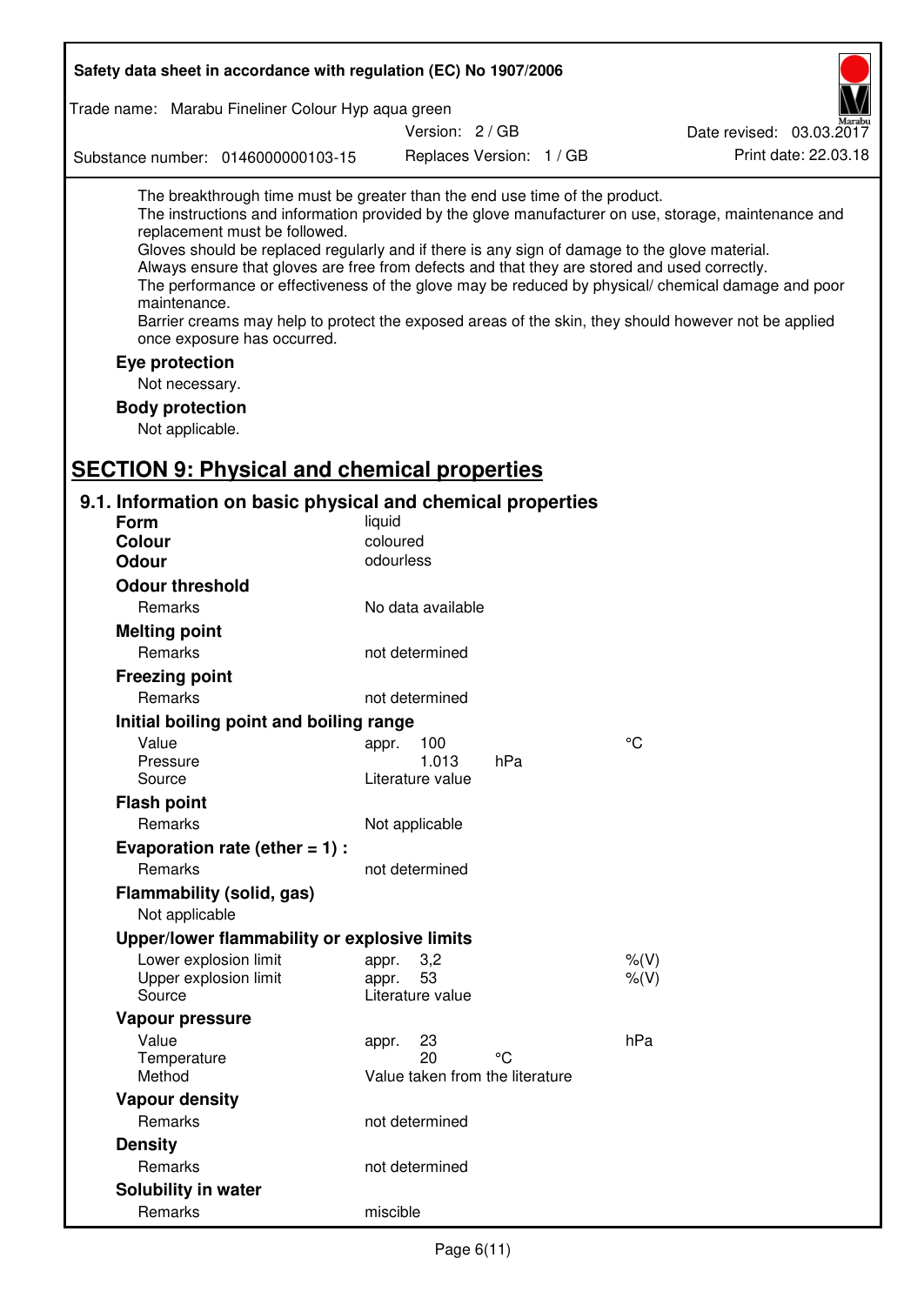The breakthrough time must be greater than the end use time of the product.
The instructions and information provided by the glove manufacturer on use, storage, maintenance and replacement must be followed.
Gloves should be replaced regularly and if there is any sign of damage to the glove material.
Always ensure that gloves are free from defects and that they are stored and used correctly.
The performance or effectiveness of the glove may be reduced by physical/ chemical damage and poor maintenance.
Barrier creams may help to protect the exposed areas of the skin, they should however not be applied once exposure has occurred.

**Eye protection**

Not necessary.

**Body protection**

Not applicable.

## SECTION 9: Physical and chemical properties

### 9.1. Information on basic physical and chemical properties

**Form** liquid

**Colour** coloured

**Odour** odourless

**Odour threshold**

| | | | |
|---|---|---|---|
| Remarks | No data available | | |

**Melting point**

| | | | |
|---|---|---|---|
| Remarks | not determined | | |

**Freezing point**

| | | | |
|---|---|---|---|
| Remarks | not determined | | |

**Initial boiling point and boiling range**

| | | | |
|---|---|---|---|
| Value | appr. 100 | | °C |
| Pressure | 1.013 | hPa | |
| Source | Literature value | | |

**Flash point**

| | | | |
|---|---|---|---|
| Remarks | Not applicable | | |

**Evaporation rate (ether = 1) :**

| | | | |
|---|---|---|---|
| Remarks | not determined | | |

**Flammability (solid, gas)**

Not applicable

**Upper/lower flammability or explosive limits**

| | | | |
|---|---|---|---|
| Lower explosion limit | appr. 3,2 | | %(V) |
| Upper explosion limit | appr. 53 | | %(V) |
| Source | Literature value | | |

**Vapour pressure**

| | | | |
|---|---|---|---|
| Value | appr. 23 | | hPa |
| Temperature | 20 | °C | |
| Method | Value taken from the literature | | |

**Vapour density**

| | | | |
|---|---|---|---|
| Remarks | not determined | | |

**Density**

| | | | |
|---|---|---|---|
| Remarks | not determined | | |

**Solubility in water**

| | | | |
|---|---|---|---|
| Remarks | miscible | | |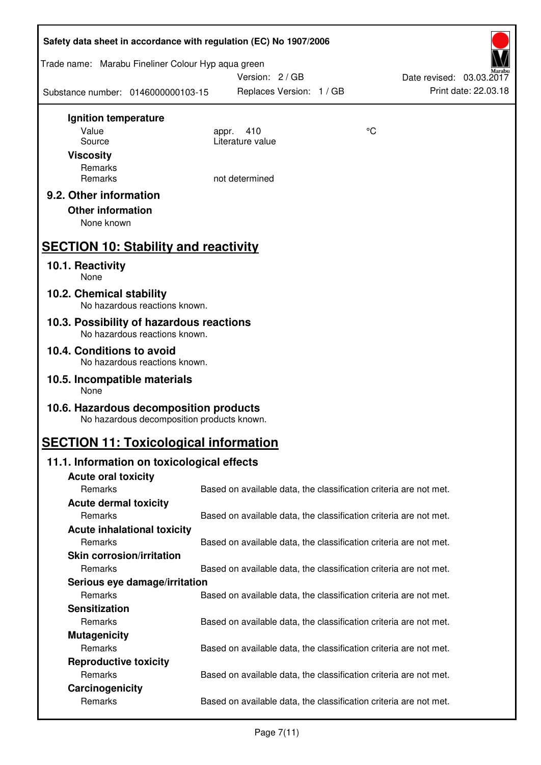**Ignition temperature**

| | | |
|---|---|---|
| Value | appr. 410 | °C |
| Source | Literature value | |

**Viscosity**

Remarks

| | |
|---|---|
| Remarks | not determined |

### 9.2. Other information

**Other information**

None known

## SECTION 10: Stability and reactivity

### 10.1. Reactivity

None

### 10.2. Chemical stability

No hazardous reactions known.

### 10.3. Possibility of hazardous reactions

No hazardous reactions known.

### 10.4. Conditions to avoid

No hazardous reactions known.

### 10.5. Incompatible materials

None

### 10.6. Hazardous decomposition products

No hazardous decomposition products known.

## SECTION 11: Toxicological information

### 11.1. Information on toxicological effects

**Acute oral toxicity**

Remarks: Based on available data, the classification criteria are not met.

**Acute dermal toxicity**

Remarks: Based on available data, the classification criteria are not met.

**Acute inhalational toxicity**

Remarks: Based on available data, the classification criteria are not met.

**Skin corrosion/irritation**

Remarks: Based on available data, the classification criteria are not met.

**Serious eye damage/irritation**

Remarks: Based on available data, the classification criteria are not met.

**Sensitization**

Remarks: Based on available data, the classification criteria are not met.

**Mutagenicity**

Remarks: Based on available data, the classification criteria are not met.

**Reproductive toxicity**

Remarks: Based on available data, the classification criteria are not met.

**Carcinogenicity**

Remarks: Based on available data, the classification criteria are not met.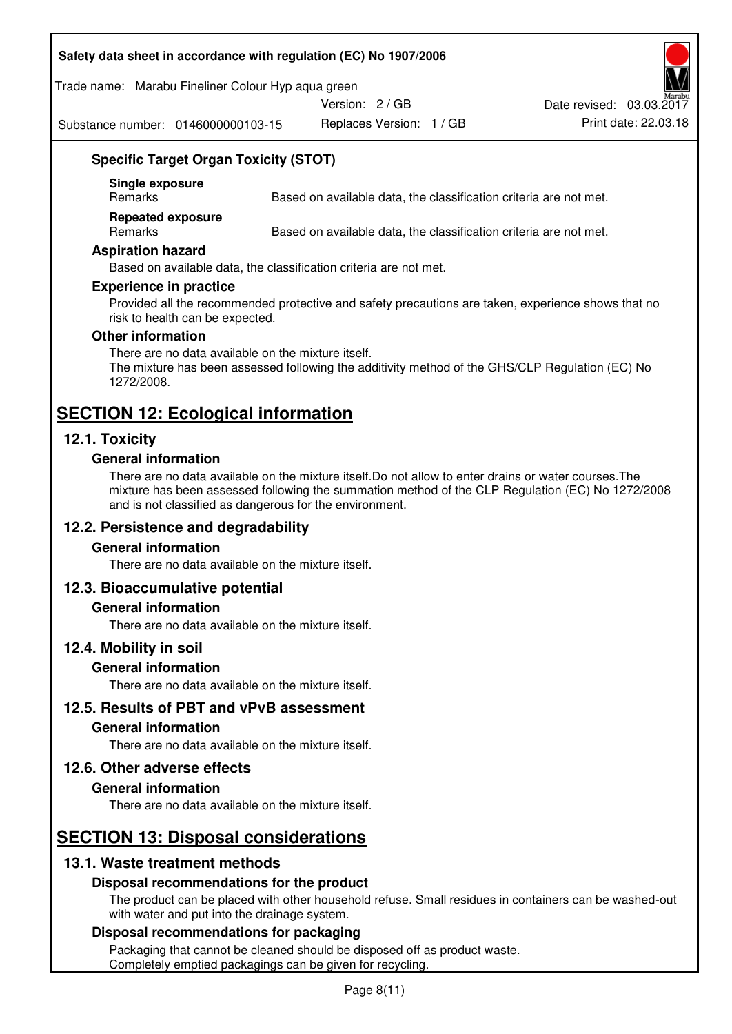### Specific Target Organ Toxicity (STOT)

**Single exposure**

| Remarks | Based on available data, the classification criteria are not met. |
|---|---|

**Repeated exposure**

| Remarks | Based on available data, the classification criteria are not met. |
|---|---|

### Aspiration hazard

Based on available data, the classification criteria are not met.

### Experience in practice

Provided all the recommended protective and safety precautions are taken, experience shows that no risk to health can be expected.

### Other information

There are no data available on the mixture itself.
The mixture has been assessed following the additivity method of the GHS/CLP Regulation (EC) No 1272/2008.

# SECTION 12: Ecological information

## 12.1. Toxicity

### General information

There are no data available on the mixture itself.Do not allow to enter drains or water courses.The mixture has been assessed following the summation method of the CLP Regulation (EC) No 1272/2008 and is not classified as dangerous for the environment.

## 12.2. Persistence and degradability

### General information

There are no data available on the mixture itself.

## 12.3. Bioaccumulative potential

### General information

There are no data available on the mixture itself.

## 12.4. Mobility in soil

### General information

There are no data available on the mixture itself.

## 12.5. Results of PBT and vPvB assessment

### General information

There are no data available on the mixture itself.

## 12.6. Other adverse effects

### General information

There are no data available on the mixture itself.

# SECTION 13: Disposal considerations

## 13.1. Waste treatment methods

### Disposal recommendations for the product

The product can be placed with other household refuse. Small residues in containers can be washed-out with water and put into the drainage system.

### Disposal recommendations for packaging

Packaging that cannot be cleaned should be disposed off as product waste.
Completely emptied packagings can be given for recycling.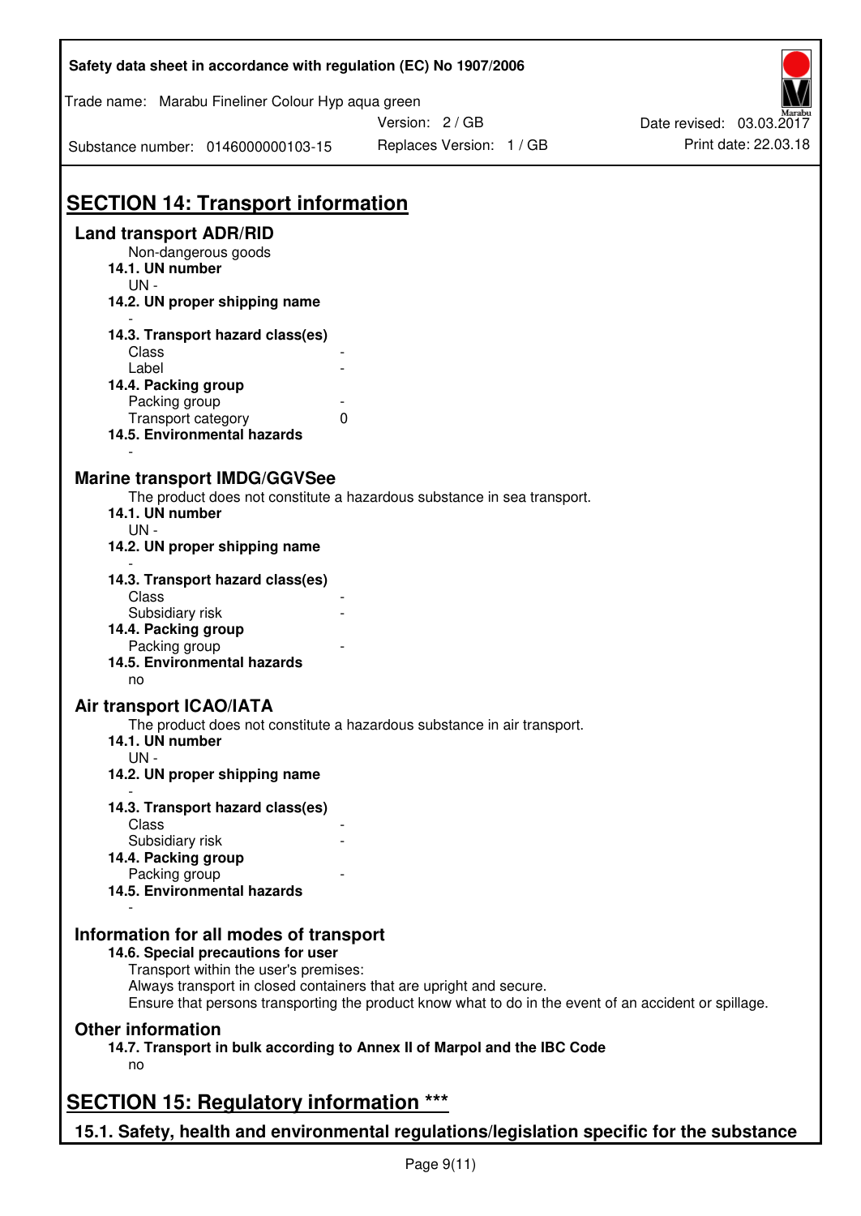## SECTION 14: Transport information

### Land transport ADR/RID

Non-dangerous goods

**14.1. UN number**

UN -

**14.2. UN proper shipping name**

-

**14.3. Transport hazard class(es)**

| | |
|---|---|
| Class | - |
| Label | - |

**14.4. Packing group**

| | |
|---|---|
| Packing group | - |
| Transport category | 0 |

**14.5. Environmental hazards**

-

### Marine transport IMDG/GGVSee

The product does not constitute a hazardous substance in sea transport.

**14.1. UN number**

UN -

**14.2. UN proper shipping name**

-

**14.3. Transport hazard class(es)**

| | |
|---|---|
| Class | - |
| Subsidiary risk | - |

**14.4. Packing group**

| | |
|---|---|
| Packing group | - |

**14.5. Environmental hazards**

no

### Air transport ICAO/IATA

The product does not constitute a hazardous substance in air transport.

**14.1. UN number**

UN -

**14.2. UN proper shipping name**

-

**14.3. Transport hazard class(es)**

| | |
|---|---|
| Class | - |
| Subsidiary risk | - |

**14.4. Packing group**

| | |
|---|---|
| Packing group | - |

**14.5. Environmental hazards**

-

### Information for all modes of transport

**14.6. Special precautions for user**

Transport within the user's premises:
Always transport in closed containers that are upright and secure.
Ensure that persons transporting the product know what to do in the event of an accident or spillage.

### Other information

**14.7. Transport in bulk according to Annex II of Marpol and the IBC Code**

no

## SECTION 15: Regulatory information ***

### 15.1. Safety, health and environmental regulations/legislation specific for the substance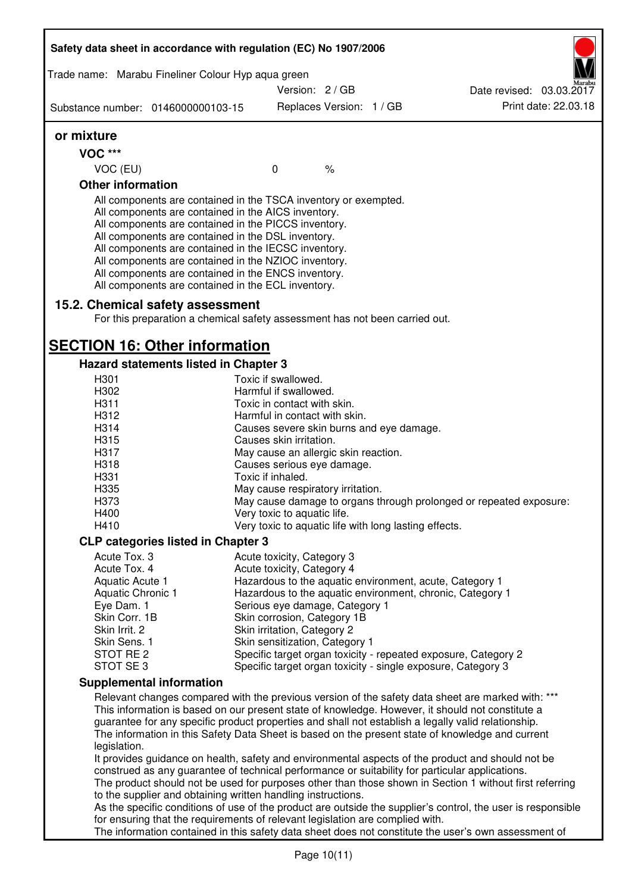**or mixture**

**VOC \*\*\***

| VOC (EU) | 0 | % |
|---|---|---|

**Other information**

All components are contained in the TSCA inventory or exempted.
All components are contained in the AICS inventory.
All components are contained in the PICCS inventory.
All components are contained in the DSL inventory.
All components are contained in the IECSC inventory.
All components are contained in the NZIOC inventory.
All components are contained in the ENCS inventory.
All components are contained in the ECL inventory.

### 15.2. Chemical safety assessment

For this preparation a chemical safety assessment has not been carried out.

## SECTION 16: Other information

### Hazard statements listed in Chapter 3

| | |
|---|---|
| H301 | Toxic if swallowed. |
| H302 | Harmful if swallowed. |
| H311 | Toxic in contact with skin. |
| H312 | Harmful in contact with skin. |
| H314 | Causes severe skin burns and eye damage. |
| H315 | Causes skin irritation. |
| H317 | May cause an allergic skin reaction. |
| H318 | Causes serious eye damage. |
| H331 | Toxic if inhaled. |
| H335 | May cause respiratory irritation. |
| H373 | May cause damage to organs through prolonged or repeated exposure: |
| H400 | Very toxic to aquatic life. |
| H410 | Very toxic to aquatic life with long lasting effects. |

### CLP categories listed in Chapter 3

| | |
|---|---|
| Acute Tox. 3 | Acute toxicity, Category 3 |
| Acute Tox. 4 | Acute toxicity, Category 4 |
| Aquatic Acute 1 | Hazardous to the aquatic environment, acute, Category 1 |
| Aquatic Chronic 1 | Hazardous to the aquatic environment, chronic, Category 1 |
| Eye Dam. 1 | Serious eye damage, Category 1 |
| Skin Corr. 1B | Skin corrosion, Category 1B |
| Skin Irrit. 2 | Skin irritation, Category 2 |
| Skin Sens. 1 | Skin sensitization, Category 1 |
| STOT RE 2 | Specific target organ toxicity - repeated exposure, Category 2 |
| STOT SE 3 | Specific target organ toxicity - single exposure, Category 3 |

### Supplemental information

Relevant changes compared with the previous version of the safety data sheet are marked with: ***
This information is based on our present state of knowledge. However, it should not constitute a guarantee for any specific product properties and shall not establish a legally valid relationship.
The information in this Safety Data Sheet is based on the present state of knowledge and current legislation.
It provides guidance on health, safety and environmental aspects of the product and should not be construed as any guarantee of technical performance or suitability for particular applications.
The product should not be used for purposes other than those shown in Section 1 without first referring to the supplier and obtaining written handling instructions.
As the specific conditions of use of the product are outside the supplier's control, the user is responsible for ensuring that the requirements of relevant legislation are complied with.
The information contained in this safety data sheet does not constitute the user's own assessment of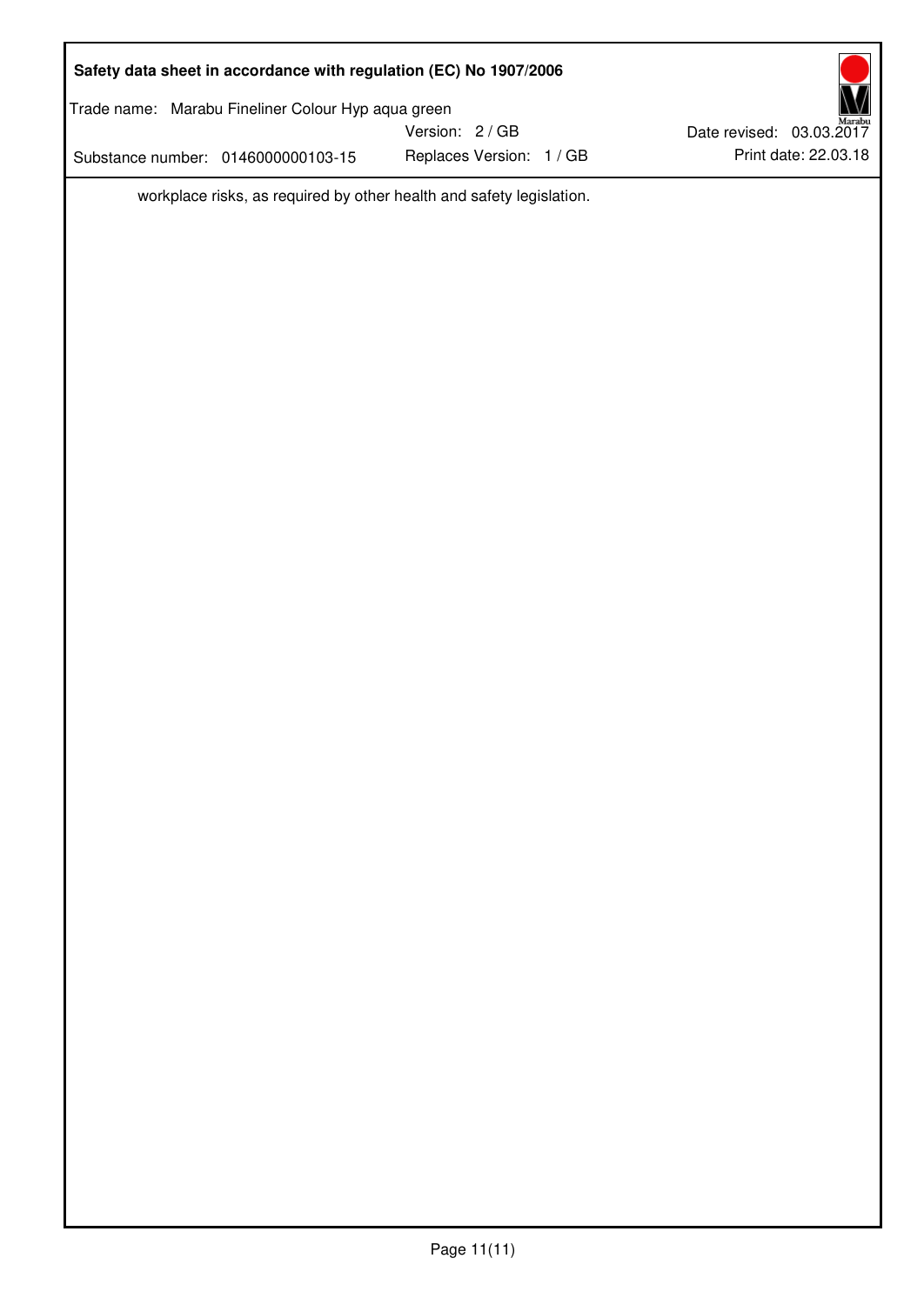workplace risks, as required by other health and safety legislation.